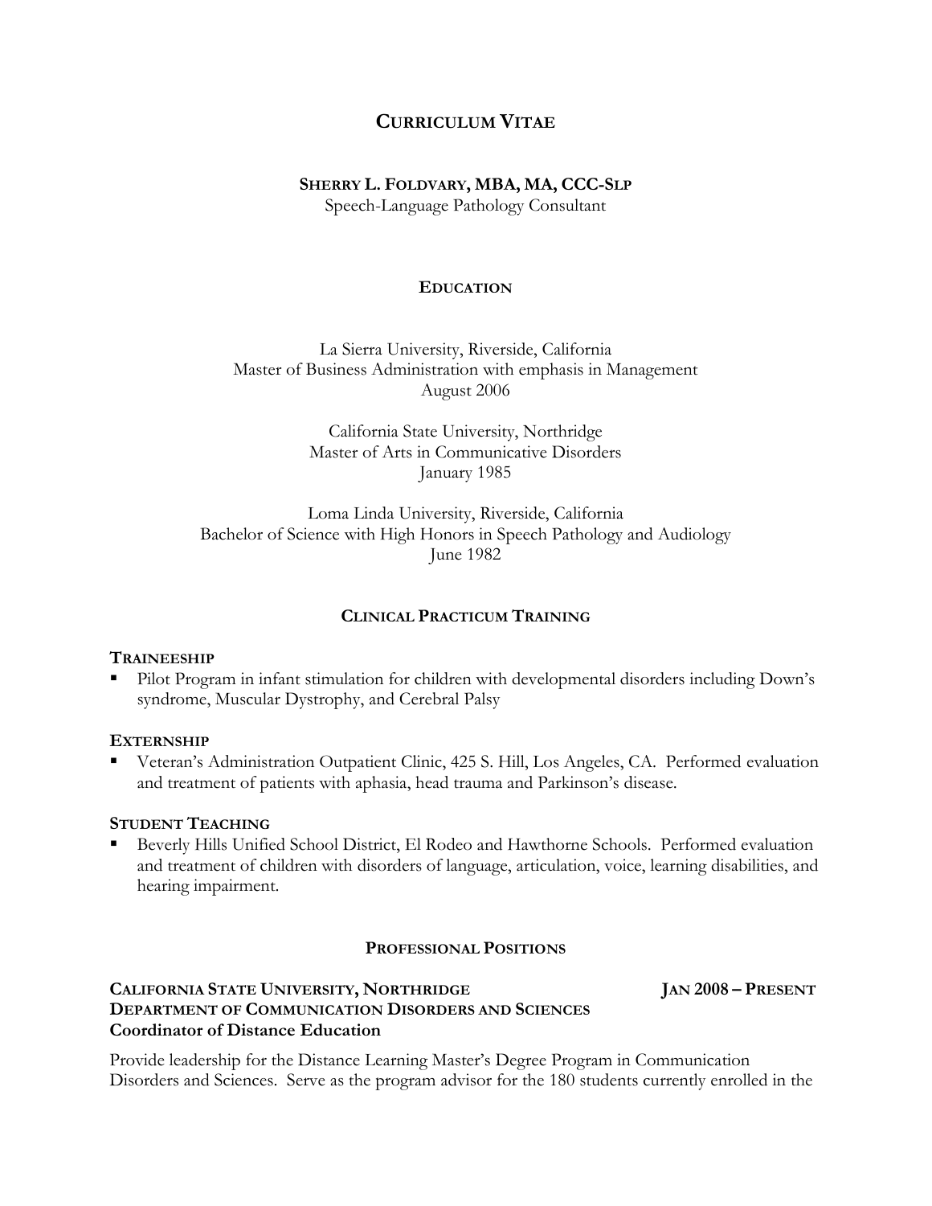# CURRICULUM VITAE

## SHERRY L. FOLDVARY, MBA, MA, CCC-SLP

Speech-Language Pathology Consultant

## EDUCATION

La Sierra University, Riverside, California
Master of Business Administration with emphasis in Management
August 2006

California State University, Northridge
Master of Arts in Communicative Disorders
January 1985

Loma Linda University, Riverside, California
Bachelor of Science with High Honors in Speech Pathology and Audiology
June 1982

## CLINICAL PRACTICUM TRAINING

### TRAINEESHIP

- Pilot Program in infant stimulation for children with developmental disorders including Down's syndrome, Muscular Dystrophy, and Cerebral Palsy

### EXTERNSHIP

- Veteran's Administration Outpatient Clinic, 425 S. Hill, Los Angeles, CA. Performed evaluation and treatment of patients with aphasia, head trauma and Parkinson's disease.

### STUDENT TEACHING

- Beverly Hills Unified School District, El Rodeo and Hawthorne Schools. Performed evaluation and treatment of children with disorders of language, articulation, voice, learning disabilities, and hearing impairment.

## PROFESSIONAL POSITIONS

**CALIFORNIA STATE UNIVERSITY, NORTHRIDGE** **JAN 2008 – PRESENT**
**DEPARTMENT OF COMMUNICATION DISORDERS AND SCIENCES**
**Coordinator of Distance Education**

Provide leadership for the Distance Learning Master's Degree Program in Communication Disorders and Sciences. Serve as the program advisor for the 180 students currently enrolled in the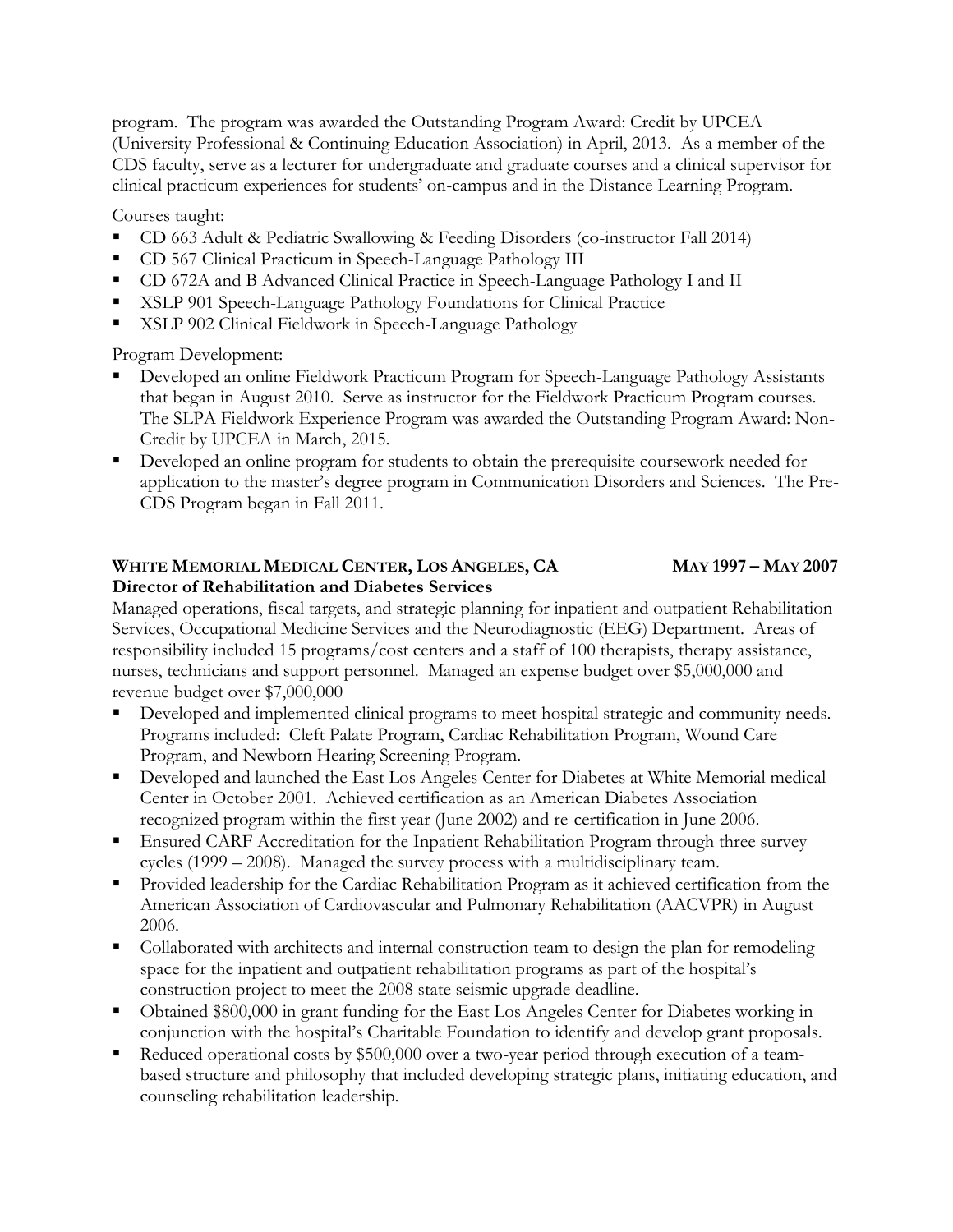program. The program was awarded the Outstanding Program Award: Credit by UPCEA (University Professional & Continuing Education Association) in April, 2013. As a member of the CDS faculty, serve as a lecturer for undergraduate and graduate courses and a clinical supervisor for clinical practicum experiences for students' on-campus and in the Distance Learning Program.

Courses taught:

- CD 663 Adult & Pediatric Swallowing & Feeding Disorders (co-instructor Fall 2014)
- CD 567 Clinical Practicum in Speech-Language Pathology III
- CD 672A and B Advanced Clinical Practice in Speech-Language Pathology I and II
- XSLP 901 Speech-Language Pathology Foundations for Clinical Practice
- XSLP 902 Clinical Fieldwork in Speech-Language Pathology

Program Development:

- Developed an online Fieldwork Practicum Program for Speech-Language Pathology Assistants that began in August 2010. Serve as instructor for the Fieldwork Practicum Program courses. The SLPA Fieldwork Experience Program was awarded the Outstanding Program Award: Non-Credit by UPCEA in March, 2015.
- Developed an online program for students to obtain the prerequisite coursework needed for application to the master's degree program in Communication Disorders and Sciences. The Pre-CDS Program began in Fall 2011.

**WHITE MEMORIAL MEDICAL CENTER, LOS ANGELES, CA** **MAY 1997 – MAY 2007**
**Director of Rehabilitation and Diabetes Services**

Managed operations, fiscal targets, and strategic planning for inpatient and outpatient Rehabilitation Services, Occupational Medicine Services and the Neurodiagnostic (EEG) Department. Areas of responsibility included 15 programs/cost centers and a staff of 100 therapists, therapy assistance, nurses, technicians and support personnel. Managed an expense budget over $5,000,000 and revenue budget over $7,000,000

- Developed and implemented clinical programs to meet hospital strategic and community needs. Programs included: Cleft Palate Program, Cardiac Rehabilitation Program, Wound Care Program, and Newborn Hearing Screening Program.
- Developed and launched the East Los Angeles Center for Diabetes at White Memorial medical Center in October 2001. Achieved certification as an American Diabetes Association recognized program within the first year (June 2002) and re-certification in June 2006.
- Ensured CARF Accreditation for the Inpatient Rehabilitation Program through three survey cycles (1999 – 2008). Managed the survey process with a multidisciplinary team.
- Provided leadership for the Cardiac Rehabilitation Program as it achieved certification from the American Association of Cardiovascular and Pulmonary Rehabilitation (AACVPR) in August 2006.
- Collaborated with architects and internal construction team to design the plan for remodeling space for the inpatient and outpatient rehabilitation programs as part of the hospital's construction project to meet the 2008 state seismic upgrade deadline.
- Obtained $800,000 in grant funding for the East Los Angeles Center for Diabetes working in conjunction with the hospital's Charitable Foundation to identify and develop grant proposals.
- Reduced operational costs by $500,000 over a two-year period through execution of a team-based structure and philosophy that included developing strategic plans, initiating education, and counseling rehabilitation leadership.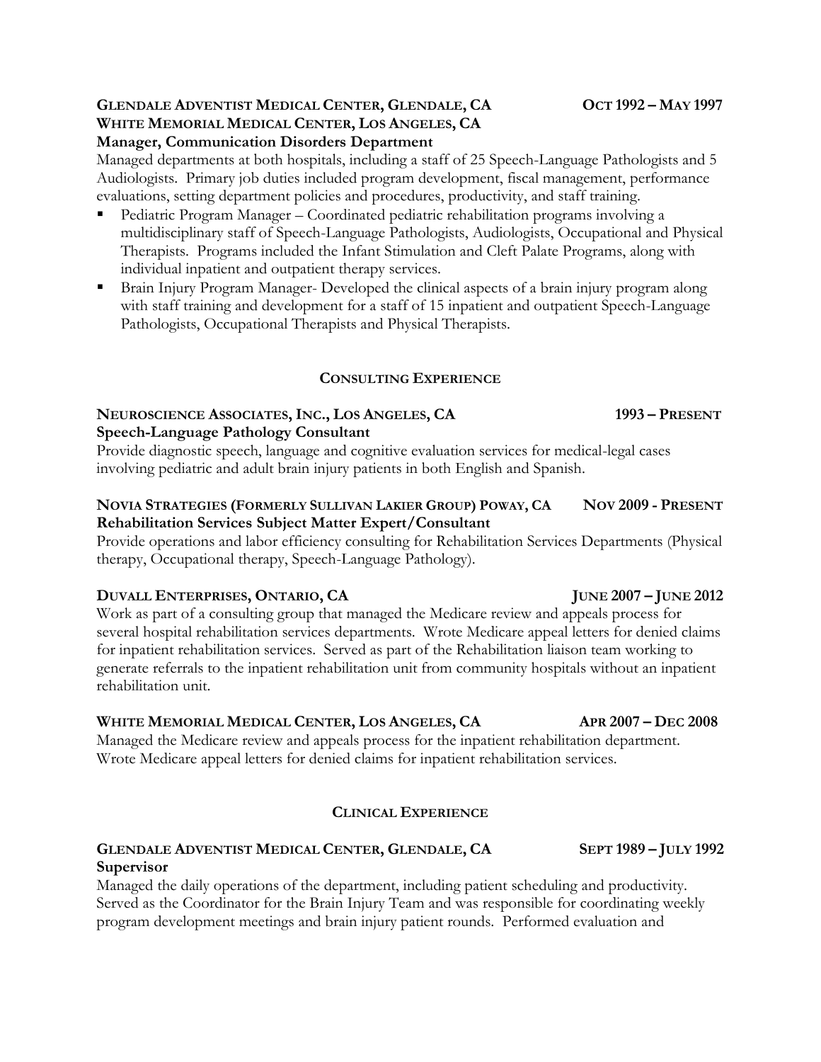**GLENDALE ADVENTIST MEDICAL CENTER, GLENDALE, CA** **OCT 1992 – MAY 1997**
**WHITE MEMORIAL MEDICAL CENTER, LOS ANGELES, CA**
**Manager, Communication Disorders Department**

Managed departments at both hospitals, including a staff of 25 Speech-Language Pathologists and 5 Audiologists. Primary job duties included program development, fiscal management, performance evaluations, setting department policies and procedures, productivity, and staff training.

- Pediatric Program Manager – Coordinated pediatric rehabilitation programs involving a multidisciplinary staff of Speech-Language Pathologists, Audiologists, Occupational and Physical Therapists. Programs included the Infant Stimulation and Cleft Palate Programs, along with individual inpatient and outpatient therapy services.
- Brain Injury Program Manager- Developed the clinical aspects of a brain injury program along with staff training and development for a staff of 15 inpatient and outpatient Speech-Language Pathologists, Occupational Therapists and Physical Therapists.

## CONSULTING EXPERIENCE

**NEUROSCIENCE ASSOCIATES, INC., LOS ANGELES, CA** **1993 – PRESENT**
**Speech-Language Pathology Consultant**

Provide diagnostic speech, language and cognitive evaluation services for medical-legal cases involving pediatric and adult brain injury patients in both English and Spanish.

**NOVIA STRATEGIES (FORMERLY SULLIVAN LAKIER GROUP) POWAY, CA** **NOV 2009 - PRESENT**
**Rehabilitation Services Subject Matter Expert/Consultant**

Provide operations and labor efficiency consulting for Rehabilitation Services Departments (Physical therapy, Occupational therapy, Speech-Language Pathology).

**DUVALL ENTERPRISES, ONTARIO, CA** **JUNE 2007 – JUNE 2012**

Work as part of a consulting group that managed the Medicare review and appeals process for several hospital rehabilitation services departments. Wrote Medicare appeal letters for denied claims for inpatient rehabilitation services. Served as part of the Rehabilitation liaison team working to generate referrals to the inpatient rehabilitation unit from community hospitals without an inpatient rehabilitation unit.

**WHITE MEMORIAL MEDICAL CENTER, LOS ANGELES, CA** **APR 2007 – DEC 2008**

Managed the Medicare review and appeals process for the inpatient rehabilitation department. Wrote Medicare appeal letters for denied claims for inpatient rehabilitation services.

## CLINICAL EXPERIENCE

**GLENDALE ADVENTIST MEDICAL CENTER, GLENDALE, CA** **SEPT 1989 – JULY 1992**
**Supervisor**

Managed the daily operations of the department, including patient scheduling and productivity. Served as the Coordinator for the Brain Injury Team and was responsible for coordinating weekly program development meetings and brain injury patient rounds. Performed evaluation and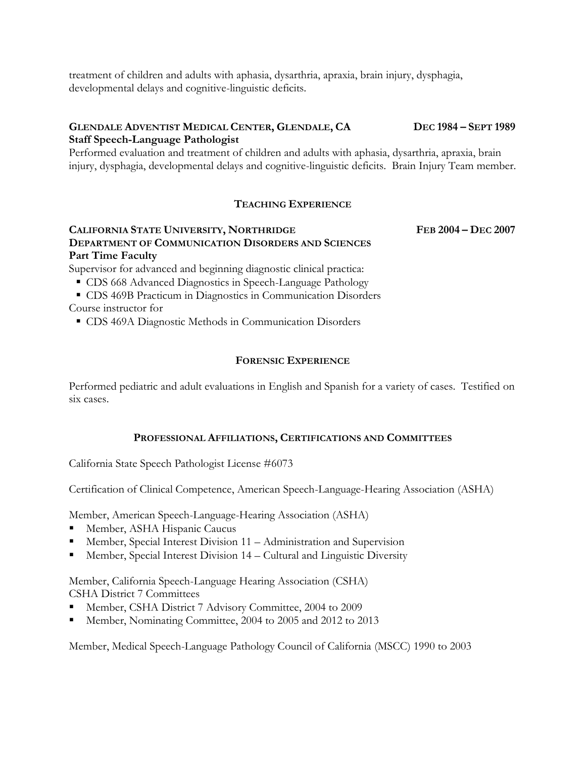treatment of children and adults with aphasia, dysarthria, apraxia, brain injury, dysphagia, developmental delays and cognitive-linguistic deficits.

**GLENDALE ADVENTIST MEDICAL CENTER, GLENDALE, CA** **DEC 1984 – SEPT 1989**
**Staff Speech-Language Pathologist**
Performed evaluation and treatment of children and adults with aphasia, dysarthria, apraxia, brain injury, dysphagia, developmental delays and cognitive-linguistic deficits. Brain Injury Team member.

## TEACHING EXPERIENCE

**CALIFORNIA STATE UNIVERSITY, NORTHRIDGE** **FEB 2004 – DEC 2007**
**DEPARTMENT OF COMMUNICATION DISORDERS AND SCIENCES**
**Part Time Faculty**
Supervisor for advanced and beginning diagnostic clinical practica:

- CDS 668 Advanced Diagnostics in Speech-Language Pathology
- CDS 469B Practicum in Diagnostics in Communication Disorders

Course instructor for

- CDS 469A Diagnostic Methods in Communication Disorders

## FORENSIC EXPERIENCE

Performed pediatric and adult evaluations in English and Spanish for a variety of cases. Testified on six cases.

## PROFESSIONAL AFFILIATIONS, CERTIFICATIONS AND COMMITTEES

California State Speech Pathologist License #6073

Certification of Clinical Competence, American Speech-Language-Hearing Association (ASHA)

Member, American Speech-Language-Hearing Association (ASHA)

- Member, ASHA Hispanic Caucus
- Member, Special Interest Division 11 – Administration and Supervision
- Member, Special Interest Division 14 – Cultural and Linguistic Diversity

Member, California Speech-Language Hearing Association (CSHA)
CSHA District 7 Committees

- Member, CSHA District 7 Advisory Committee, 2004 to 2009
- Member, Nominating Committee, 2004 to 2005 and 2012 to 2013

Member, Medical Speech-Language Pathology Council of California (MSCC) 1990 to 2003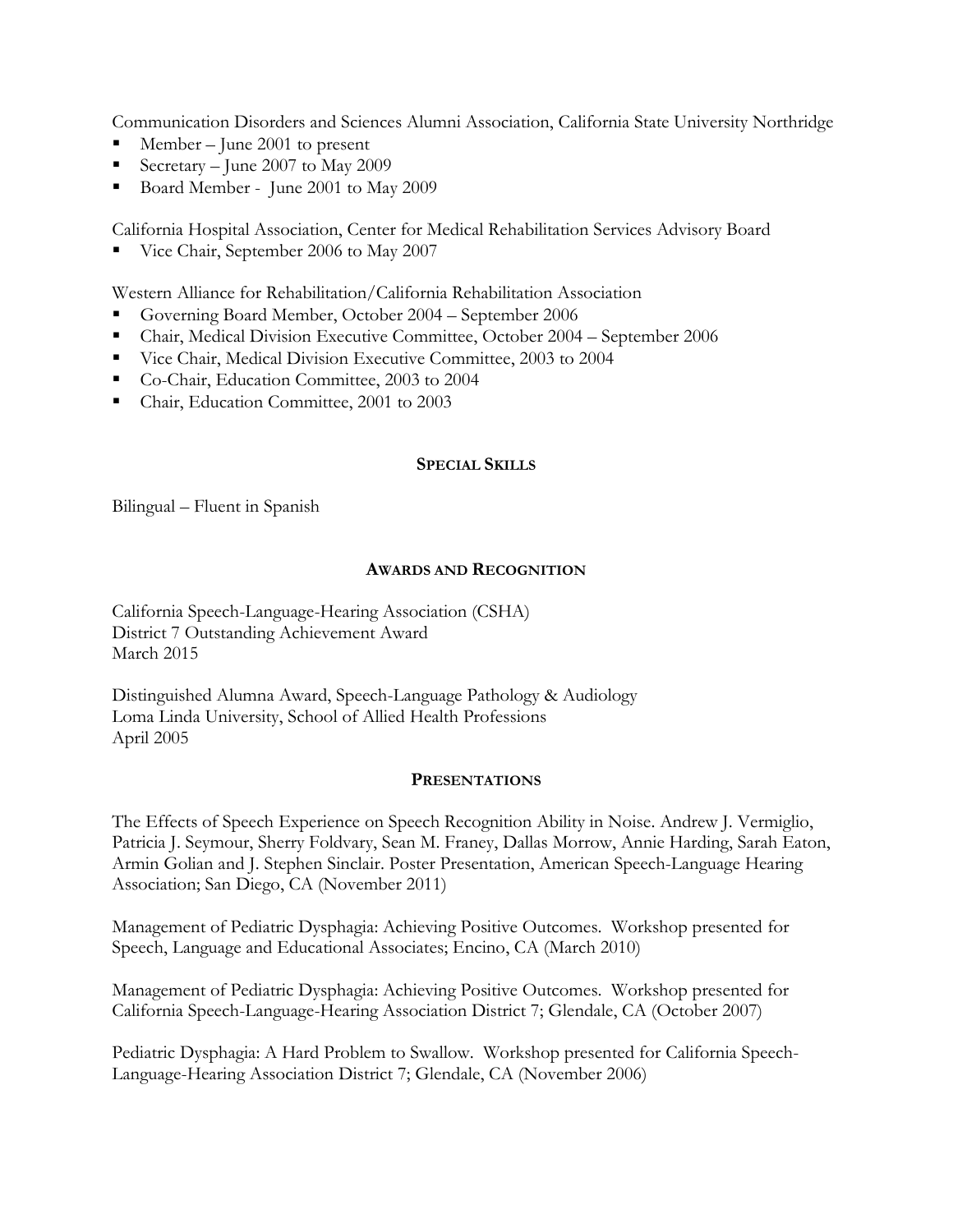Communication Disorders and Sciences Alumni Association, California State University Northridge

- Member – June 2001 to present
- Secretary – June 2007 to May 2009
- Board Member - June 2001 to May 2009

California Hospital Association, Center for Medical Rehabilitation Services Advisory Board

- Vice Chair, September 2006 to May 2007

Western Alliance for Rehabilitation/California Rehabilitation Association

- Governing Board Member, October 2004 – September 2006
- Chair, Medical Division Executive Committee, October 2004 – September 2006
- Vice Chair, Medical Division Executive Committee, 2003 to 2004
- Co-Chair, Education Committee, 2003 to 2004
- Chair, Education Committee, 2001 to 2003

## SPECIAL SKILLS

Bilingual – Fluent in Spanish

## AWARDS AND RECOGNITION

California Speech-Language-Hearing Association (CSHA)
District 7 Outstanding Achievement Award
March 2015

Distinguished Alumna Award, Speech-Language Pathology & Audiology
Loma Linda University, School of Allied Health Professions
April 2005

## PRESENTATIONS

The Effects of Speech Experience on Speech Recognition Ability in Noise. Andrew J. Vermiglio, Patricia J. Seymour, Sherry Foldvary, Sean M. Franey, Dallas Morrow, Annie Harding, Sarah Eaton, Armin Golian and J. Stephen Sinclair. Poster Presentation, American Speech-Language Hearing Association; San Diego, CA (November 2011)

Management of Pediatric Dysphagia: Achieving Positive Outcomes. Workshop presented for Speech, Language and Educational Associates; Encino, CA (March 2010)

Management of Pediatric Dysphagia: Achieving Positive Outcomes. Workshop presented for California Speech-Language-Hearing Association District 7; Glendale, CA (October 2007)

Pediatric Dysphagia: A Hard Problem to Swallow. Workshop presented for California Speech-Language-Hearing Association District 7; Glendale, CA (November 2006)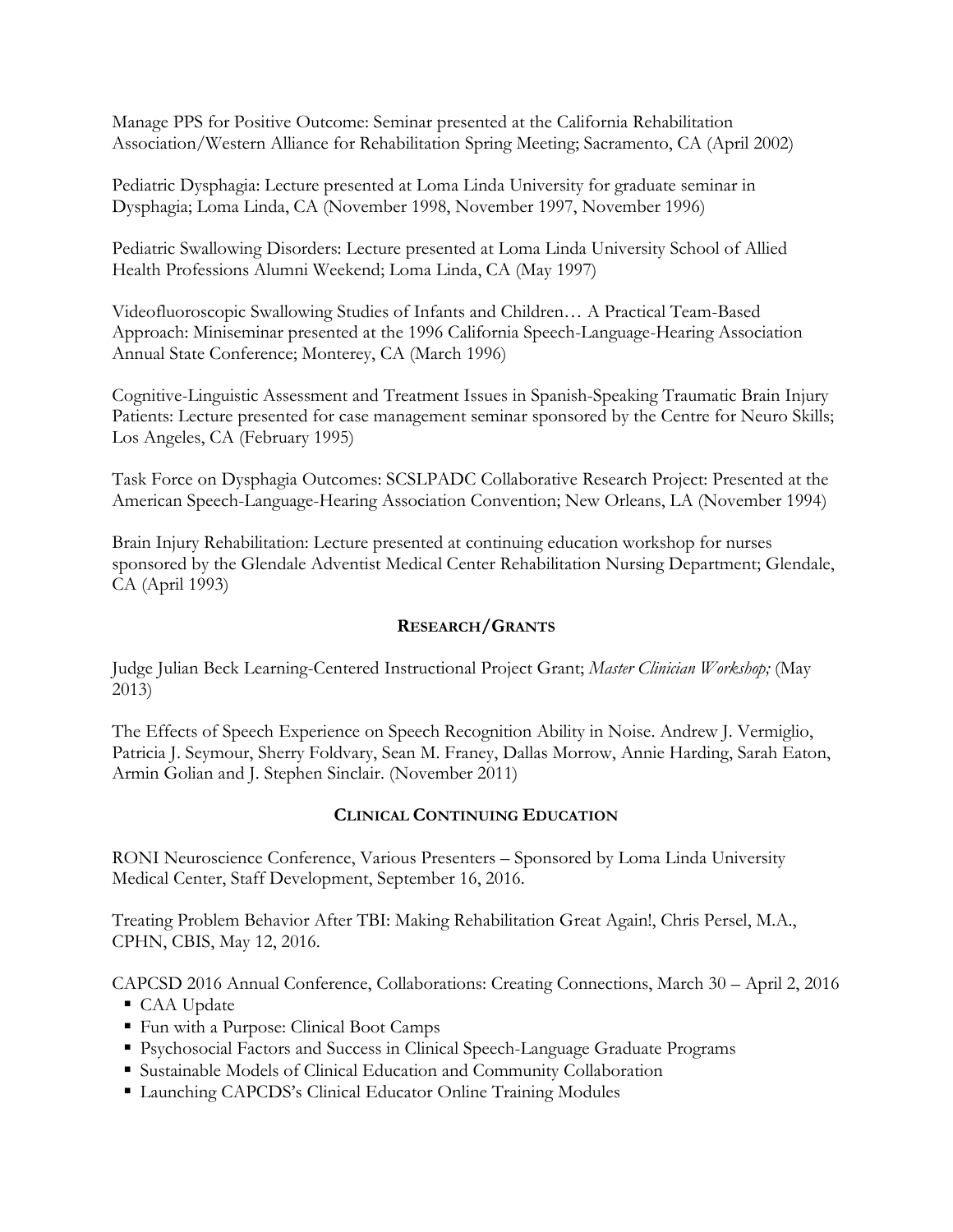Manage PPS for Positive Outcome: Seminar presented at the California Rehabilitation Association/Western Alliance for Rehabilitation Spring Meeting; Sacramento, CA (April 2002)

Pediatric Dysphagia: Lecture presented at Loma Linda University for graduate seminar in Dysphagia; Loma Linda, CA (November 1998, November 1997, November 1996)

Pediatric Swallowing Disorders: Lecture presented at Loma Linda University School of Allied Health Professions Alumni Weekend; Loma Linda, CA (May 1997)

Videofluoroscopic Swallowing Studies of Infants and Children… A Practical Team-Based Approach: Miniseminar presented at the 1996 California Speech-Language-Hearing Association Annual State Conference; Monterey, CA (March 1996)

Cognitive-Linguistic Assessment and Treatment Issues in Spanish-Speaking Traumatic Brain Injury Patients: Lecture presented for case management seminar sponsored by the Centre for Neuro Skills; Los Angeles, CA (February 1995)

Task Force on Dysphagia Outcomes: SCSLPADC Collaborative Research Project: Presented at the American Speech-Language-Hearing Association Convention; New Orleans, LA (November 1994)

Brain Injury Rehabilitation: Lecture presented at continuing education workshop for nurses sponsored by the Glendale Adventist Medical Center Rehabilitation Nursing Department; Glendale, CA (April 1993)

## RESEARCH/GRANTS

Judge Julian Beck Learning-Centered Instructional Project Grant; *Master Clinician Workshop;* (May 2013)

The Effects of Speech Experience on Speech Recognition Ability in Noise. Andrew J. Vermiglio, Patricia J. Seymour, Sherry Foldvary, Sean M. Franey, Dallas Morrow, Annie Harding, Sarah Eaton, Armin Golian and J. Stephen Sinclair. (November 2011)

## CLINICAL CONTINUING EDUCATION

RONI Neuroscience Conference, Various Presenters – Sponsored by Loma Linda University Medical Center, Staff Development, September 16, 2016.

Treating Problem Behavior After TBI: Making Rehabilitation Great Again!, Chris Persel, M.A., CPHN, CBIS, May 12, 2016.

CAPCSD 2016 Annual Conference, Collaborations: Creating Connections, March 30 – April 2, 2016

- CAA Update
- Fun with a Purpose: Clinical Boot Camps
- Psychosocial Factors and Success in Clinical Speech-Language Graduate Programs
- Sustainable Models of Clinical Education and Community Collaboration
- Launching CAPCDS's Clinical Educator Online Training Modules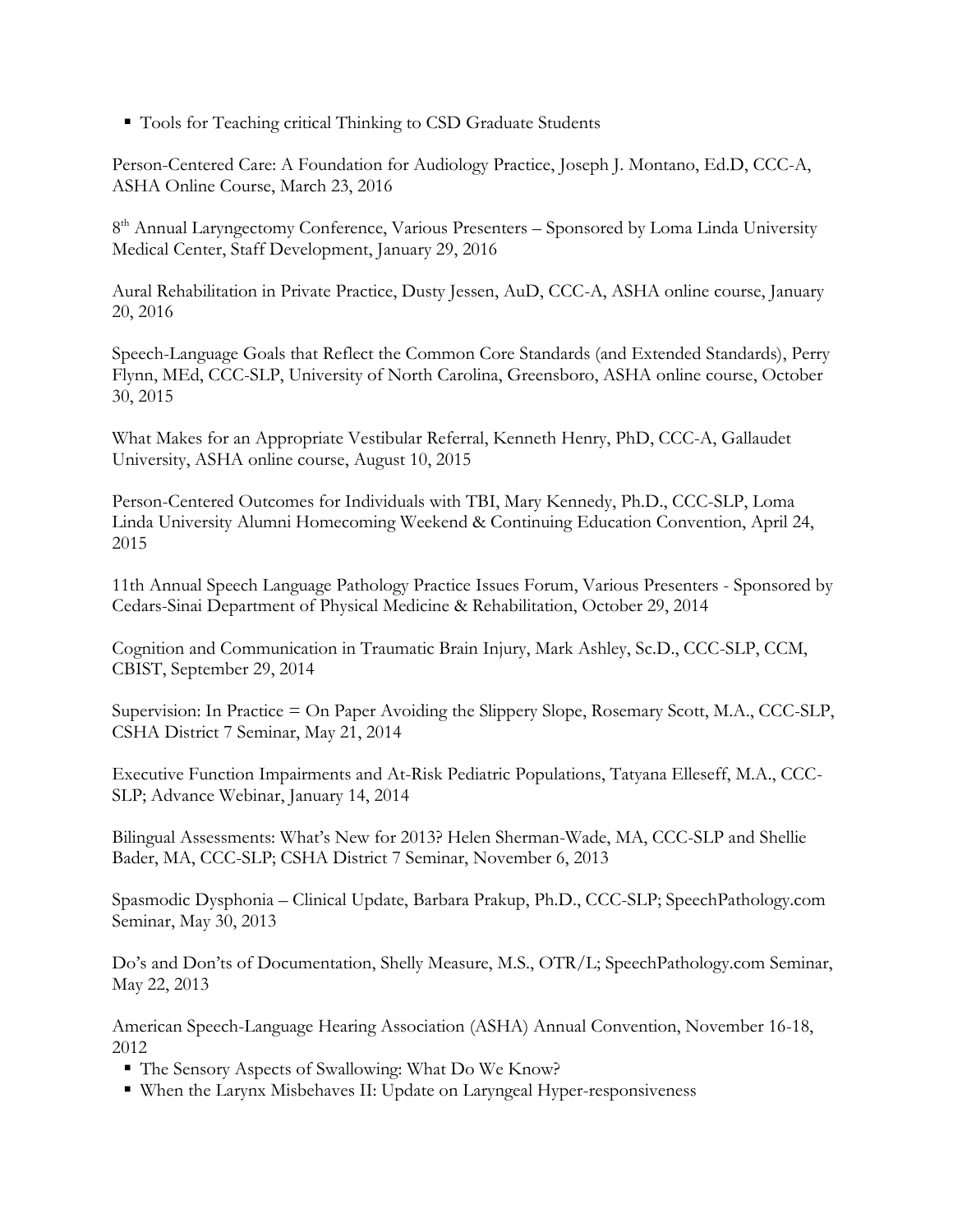- Tools for Teaching critical Thinking to CSD Graduate Students

Person-Centered Care: A Foundation for Audiology Practice, Joseph J. Montano, Ed.D, CCC-A, ASHA Online Course, March 23, 2016

8th Annual Laryngectomy Conference, Various Presenters – Sponsored by Loma Linda University Medical Center, Staff Development, January 29, 2016

Aural Rehabilitation in Private Practice, Dusty Jessen, AuD, CCC-A, ASHA online course, January 20, 2016

Speech-Language Goals that Reflect the Common Core Standards (and Extended Standards), Perry Flynn, MEd, CCC-SLP, University of North Carolina, Greensboro, ASHA online course, October 30, 2015

What Makes for an Appropriate Vestibular Referral, Kenneth Henry, PhD, CCC-A, Gallaudet University, ASHA online course, August 10, 2015

Person-Centered Outcomes for Individuals with TBI, Mary Kennedy, Ph.D., CCC-SLP, Loma Linda University Alumni Homecoming Weekend & Continuing Education Convention, April 24, 2015

11th Annual Speech Language Pathology Practice Issues Forum, Various Presenters - Sponsored by Cedars-Sinai Department of Physical Medicine & Rehabilitation, October 29, 2014

Cognition and Communication in Traumatic Brain Injury, Mark Ashley, Sc.D., CCC-SLP, CCM, CBIST, September 29, 2014

Supervision: In Practice = On Paper Avoiding the Slippery Slope, Rosemary Scott, M.A., CCC-SLP, CSHA District 7 Seminar, May 21, 2014

Executive Function Impairments and At-Risk Pediatric Populations, Tatyana Elleseff, M.A., CCC-SLP; Advance Webinar, January 14, 2014

Bilingual Assessments: What's New for 2013? Helen Sherman-Wade, MA, CCC-SLP and Shellie Bader, MA, CCC-SLP; CSHA District 7 Seminar, November 6, 2013

Spasmodic Dysphonia – Clinical Update, Barbara Prakup, Ph.D., CCC-SLP; SpeechPathology.com Seminar, May 30, 2013

Do's and Don'ts of Documentation, Shelly Measure, M.S., OTR/L; SpeechPathology.com Seminar, May 22, 2013

American Speech-Language Hearing Association (ASHA) Annual Convention, November 16-18, 2012

- The Sensory Aspects of Swallowing: What Do We Know?
- When the Larynx Misbehaves II: Update on Laryngeal Hyper-responsiveness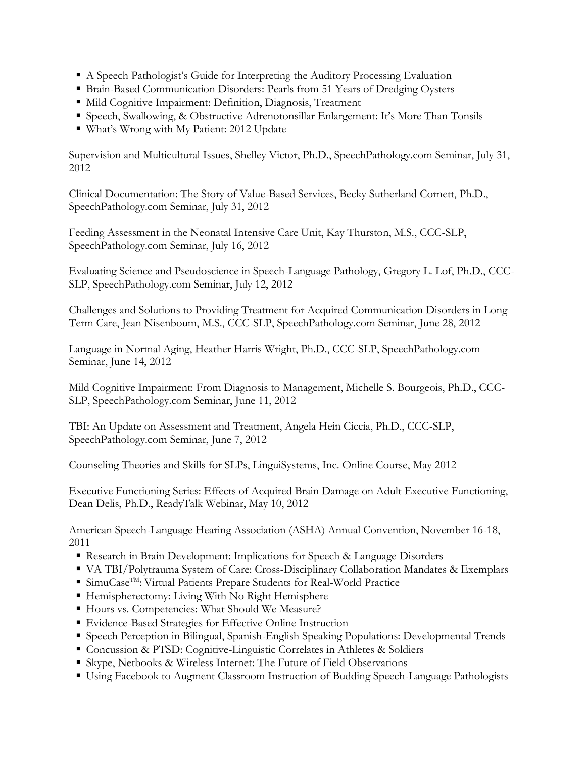- A Speech Pathologist's Guide for Interpreting the Auditory Processing Evaluation
- Brain-Based Communication Disorders: Pearls from 51 Years of Dredging Oysters
- Mild Cognitive Impairment: Definition, Diagnosis, Treatment
- Speech, Swallowing, & Obstructive Adrenotonsillar Enlargement: It's More Than Tonsils
- What's Wrong with My Patient: 2012 Update

Supervision and Multicultural Issues, Shelley Victor, Ph.D., SpeechPathology.com Seminar, July 31, 2012

Clinical Documentation: The Story of Value-Based Services, Becky Sutherland Cornett, Ph.D., SpeechPathology.com Seminar, July 31, 2012

Feeding Assessment in the Neonatal Intensive Care Unit, Kay Thurston, M.S., CCC-SLP, SpeechPathology.com Seminar, July 16, 2012

Evaluating Science and Pseudoscience in Speech-Language Pathology, Gregory L. Lof, Ph.D., CCC-SLP, SpeechPathology.com Seminar, July 12, 2012

Challenges and Solutions to Providing Treatment for Acquired Communication Disorders in Long Term Care, Jean Nisenboum, M.S., CCC-SLP, SpeechPathology.com Seminar, June 28, 2012

Language in Normal Aging, Heather Harris Wright, Ph.D., CCC-SLP, SpeechPathology.com Seminar, June 14, 2012

Mild Cognitive Impairment: From Diagnosis to Management, Michelle S. Bourgeois, Ph.D., CCC-SLP, SpeechPathology.com Seminar, June 11, 2012

TBI: An Update on Assessment and Treatment, Angela Hein Ciccia, Ph.D., CCC-SLP, SpeechPathology.com Seminar, June 7, 2012

Counseling Theories and Skills for SLPs, LinguiSystems, Inc. Online Course, May 2012

Executive Functioning Series: Effects of Acquired Brain Damage on Adult Executive Functioning, Dean Delis, Ph.D., ReadyTalk Webinar, May 10, 2012

American Speech-Language Hearing Association (ASHA) Annual Convention, November 16-18, 2011

- Research in Brain Development: Implications for Speech & Language Disorders
- VA TBI/Polytrauma System of Care: Cross-Disciplinary Collaboration Mandates & Exemplars
- SimuCase™: Virtual Patients Prepare Students for Real-World Practice
- Hemispherectomy: Living With No Right Hemisphere
- Hours vs. Competencies: What Should We Measure?
- Evidence-Based Strategies for Effective Online Instruction
- Speech Perception in Bilingual, Spanish-English Speaking Populations: Developmental Trends
- Concussion & PTSD: Cognitive-Linguistic Correlates in Athletes & Soldiers
- Skype, Netbooks & Wireless Internet: The Future of Field Observations
- Using Facebook to Augment Classroom Instruction of Budding Speech-Language Pathologists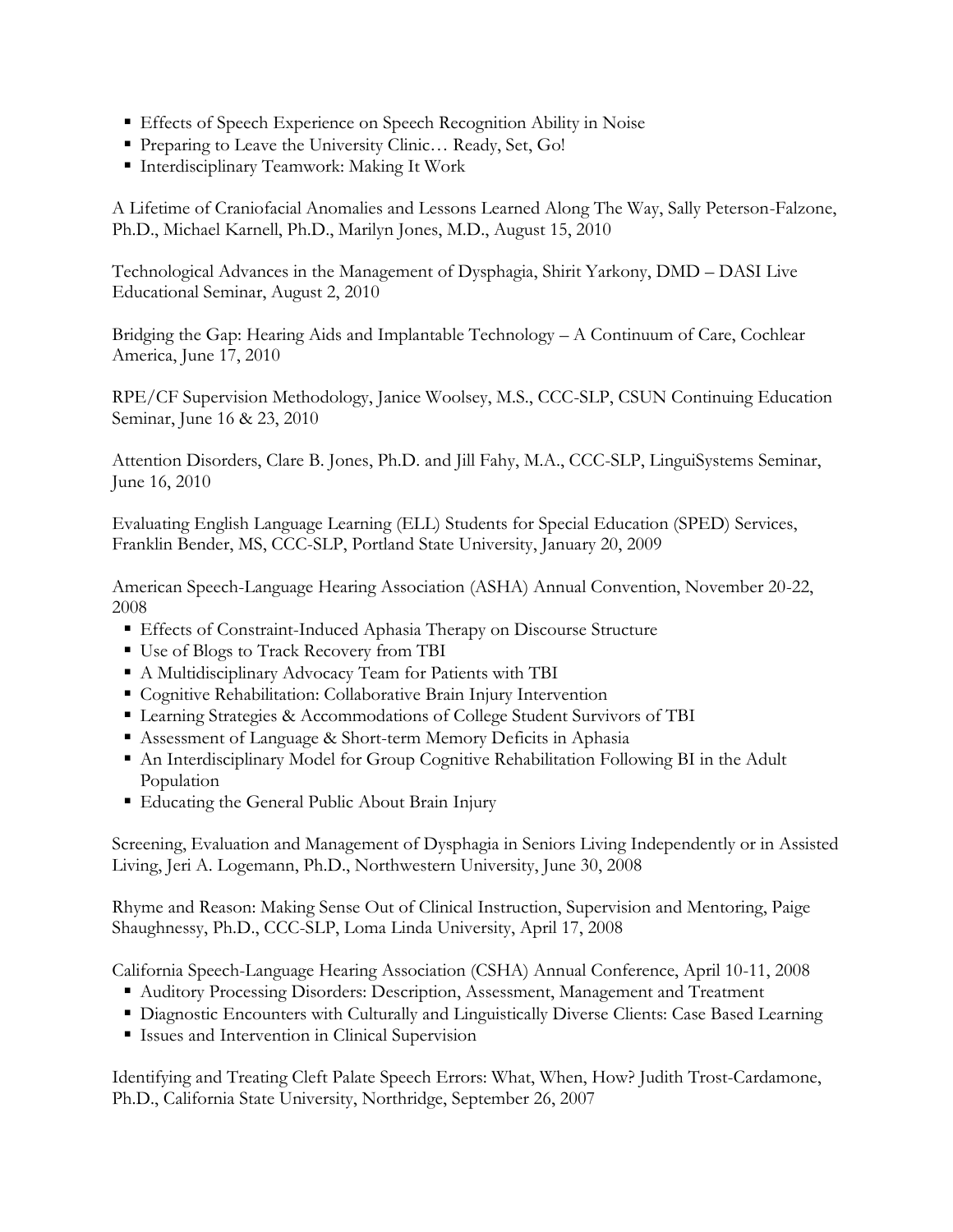- Effects of Speech Experience on Speech Recognition Ability in Noise
- Preparing to Leave the University Clinic… Ready, Set, Go!
- Interdisciplinary Teamwork: Making It Work

A Lifetime of Craniofacial Anomalies and Lessons Learned Along The Way, Sally Peterson-Falzone, Ph.D., Michael Karnell, Ph.D., Marilyn Jones, M.D., August 15, 2010

Technological Advances in the Management of Dysphagia, Shirit Yarkony, DMD – DASI Live Educational Seminar, August 2, 2010

Bridging the Gap: Hearing Aids and Implantable Technology – A Continuum of Care, Cochlear America, June 17, 2010

RPE/CF Supervision Methodology, Janice Woolsey, M.S., CCC-SLP, CSUN Continuing Education Seminar, June 16 & 23, 2010

Attention Disorders, Clare B. Jones, Ph.D. and Jill Fahy, M.A., CCC-SLP, LinguiSystems Seminar, June 16, 2010

Evaluating English Language Learning (ELL) Students for Special Education (SPED) Services, Franklin Bender, MS, CCC-SLP, Portland State University, January 20, 2009

American Speech-Language Hearing Association (ASHA) Annual Convention, November 20-22, 2008

- Effects of Constraint-Induced Aphasia Therapy on Discourse Structure
- Use of Blogs to Track Recovery from TBI
- A Multidisciplinary Advocacy Team for Patients with TBI
- Cognitive Rehabilitation: Collaborative Brain Injury Intervention
- Learning Strategies & Accommodations of College Student Survivors of TBI
- Assessment of Language & Short-term Memory Deficits in Aphasia
- An Interdisciplinary Model for Group Cognitive Rehabilitation Following BI in the Adult Population
- Educating the General Public About Brain Injury

Screening, Evaluation and Management of Dysphagia in Seniors Living Independently or in Assisted Living, Jeri A. Logemann, Ph.D., Northwestern University, June 30, 2008

Rhyme and Reason: Making Sense Out of Clinical Instruction, Supervision and Mentoring, Paige Shaughnessy, Ph.D., CCC-SLP, Loma Linda University, April 17, 2008

California Speech-Language Hearing Association (CSHA) Annual Conference, April 10-11, 2008

- Auditory Processing Disorders: Description, Assessment, Management and Treatment
- Diagnostic Encounters with Culturally and Linguistically Diverse Clients: Case Based Learning
- Issues and Intervention in Clinical Supervision

Identifying and Treating Cleft Palate Speech Errors: What, When, How? Judith Trost-Cardamone, Ph.D., California State University, Northridge, September 26, 2007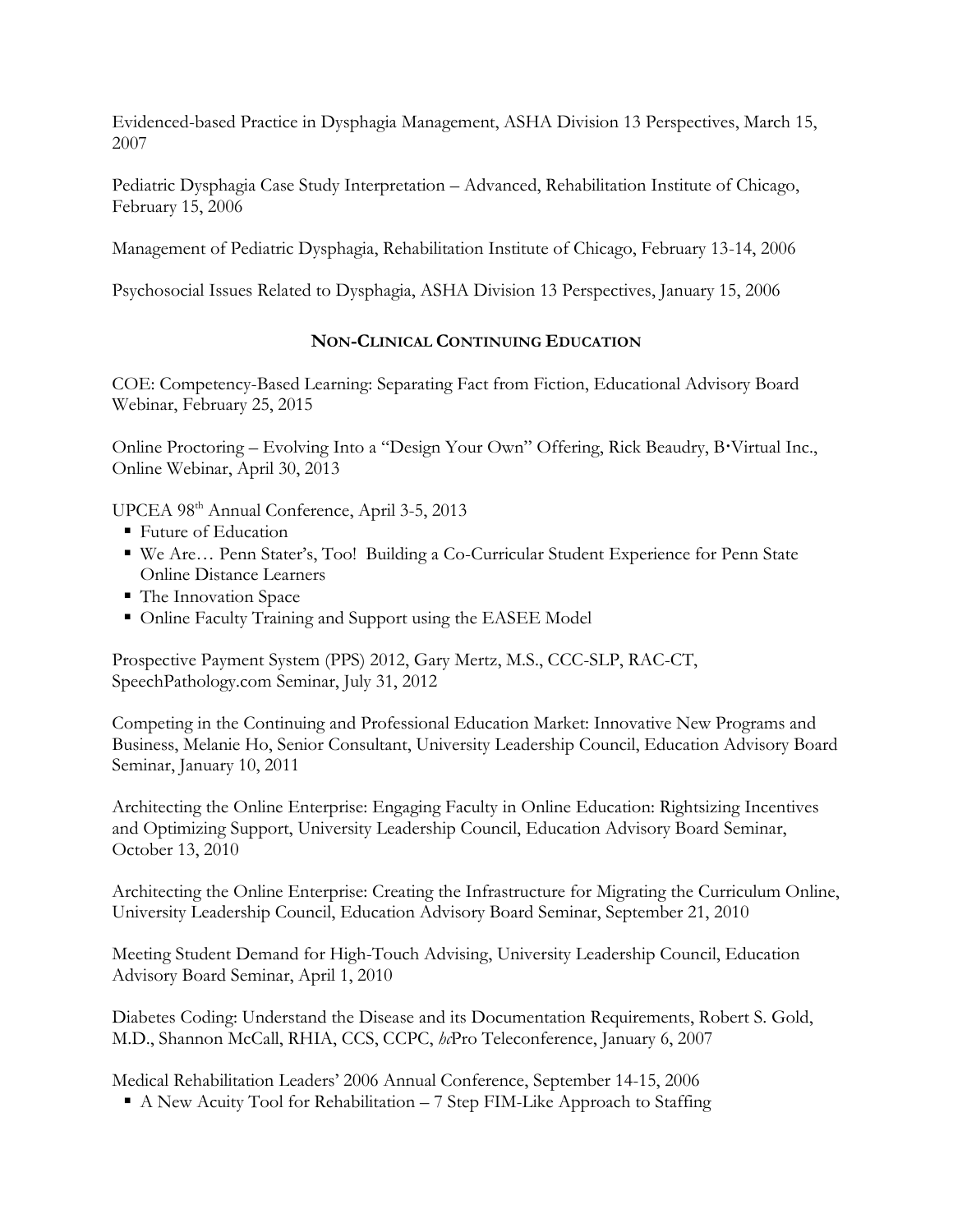Evidenced-based Practice in Dysphagia Management, ASHA Division 13 Perspectives, March 15, 2007

Pediatric Dysphagia Case Study Interpretation – Advanced, Rehabilitation Institute of Chicago, February 15, 2006

Management of Pediatric Dysphagia, Rehabilitation Institute of Chicago, February 13-14, 2006

Psychosocial Issues Related to Dysphagia, ASHA Division 13 Perspectives, January 15, 2006

## NON-CLINICAL CONTINUING EDUCATION

COE: Competency-Based Learning: Separating Fact from Fiction, Educational Advisory Board Webinar, February 25, 2015

Online Proctoring – Evolving Into a "Design Your Own" Offering, Rick Beaudry, B·Virtual Inc., Online Webinar, April 30, 2013

UPCEA 98th Annual Conference, April 3-5, 2013

- Future of Education
- We Are… Penn Stater's, Too! Building a Co-Curricular Student Experience for Penn State Online Distance Learners
- The Innovation Space
- Online Faculty Training and Support using the EASEE Model

Prospective Payment System (PPS) 2012, Gary Mertz, M.S., CCC-SLP, RAC-CT, SpeechPathology.com Seminar, July 31, 2012

Competing in the Continuing and Professional Education Market: Innovative New Programs and Business, Melanie Ho, Senior Consultant, University Leadership Council, Education Advisory Board Seminar, January 10, 2011

Architecting the Online Enterprise: Engaging Faculty in Online Education: Rightsizing Incentives and Optimizing Support, University Leadership Council, Education Advisory Board Seminar, October 13, 2010

Architecting the Online Enterprise: Creating the Infrastructure for Migrating the Curriculum Online, University Leadership Council, Education Advisory Board Seminar, September 21, 2010

Meeting Student Demand for High-Touch Advising, University Leadership Council, Education Advisory Board Seminar, April 1, 2010

Diabetes Coding: Understand the Disease and its Documentation Requirements, Robert S. Gold, M.D., Shannon McCall, RHIA, CCS, CCPC, *hc*Pro Teleconference, January 6, 2007

Medical Rehabilitation Leaders' 2006 Annual Conference, September 14-15, 2006

- A New Acuity Tool for Rehabilitation – 7 Step FIM-Like Approach to Staffing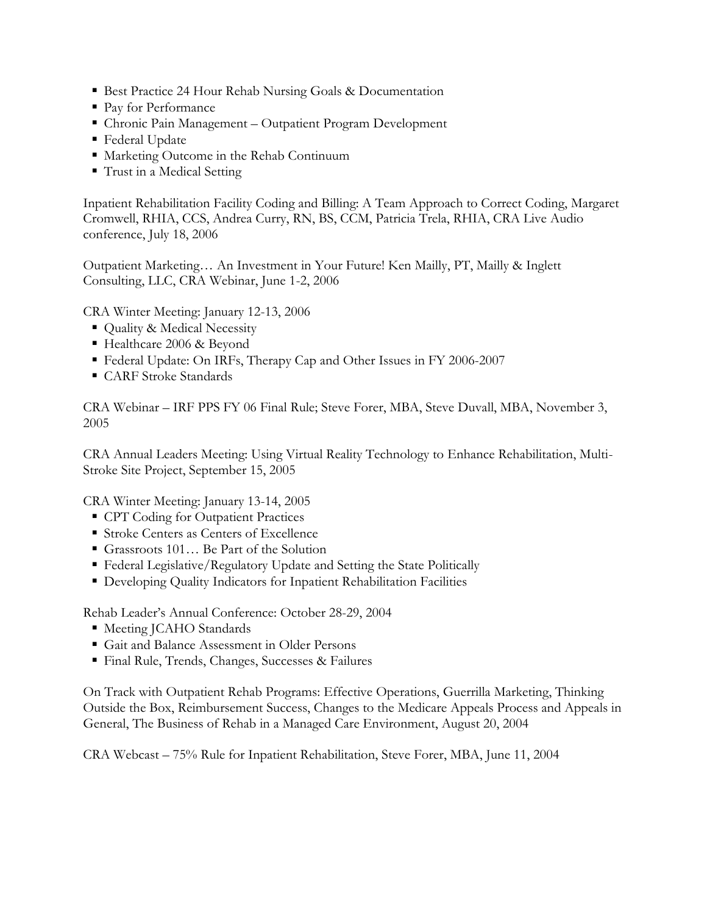- Best Practice 24 Hour Rehab Nursing Goals & Documentation
- Pay for Performance
- Chronic Pain Management – Outpatient Program Development
- Federal Update
- Marketing Outcome in the Rehab Continuum
- Trust in a Medical Setting

Inpatient Rehabilitation Facility Coding and Billing: A Team Approach to Correct Coding, Margaret Cromwell, RHIA, CCS, Andrea Curry, RN, BS, CCM, Patricia Trela, RHIA, CRA Live Audio conference, July 18, 2006

Outpatient Marketing… An Investment in Your Future! Ken Mailly, PT, Mailly & Inglett Consulting, LLC, CRA Webinar, June 1-2, 2006

CRA Winter Meeting: January 12-13, 2006

- Quality & Medical Necessity
- Healthcare 2006 & Beyond
- Federal Update: On IRFs, Therapy Cap and Other Issues in FY 2006-2007
- CARF Stroke Standards

CRA Webinar – IRF PPS FY 06 Final Rule; Steve Forer, MBA, Steve Duvall, MBA, November 3, 2005

CRA Annual Leaders Meeting: Using Virtual Reality Technology to Enhance Rehabilitation, Multi-Stroke Site Project, September 15, 2005

CRA Winter Meeting: January 13-14, 2005

- CPT Coding for Outpatient Practices
- Stroke Centers as Centers of Excellence
- Grassroots 101… Be Part of the Solution
- Federal Legislative/Regulatory Update and Setting the State Politically
- Developing Quality Indicators for Inpatient Rehabilitation Facilities

Rehab Leader's Annual Conference: October 28-29, 2004

- Meeting JCAHO Standards
- Gait and Balance Assessment in Older Persons
- Final Rule, Trends, Changes, Successes & Failures

On Track with Outpatient Rehab Programs: Effective Operations, Guerrilla Marketing, Thinking Outside the Box, Reimbursement Success, Changes to the Medicare Appeals Process and Appeals in General, The Business of Rehab in a Managed Care Environment, August 20, 2004

CRA Webcast – 75% Rule for Inpatient Rehabilitation, Steve Forer, MBA, June 11, 2004